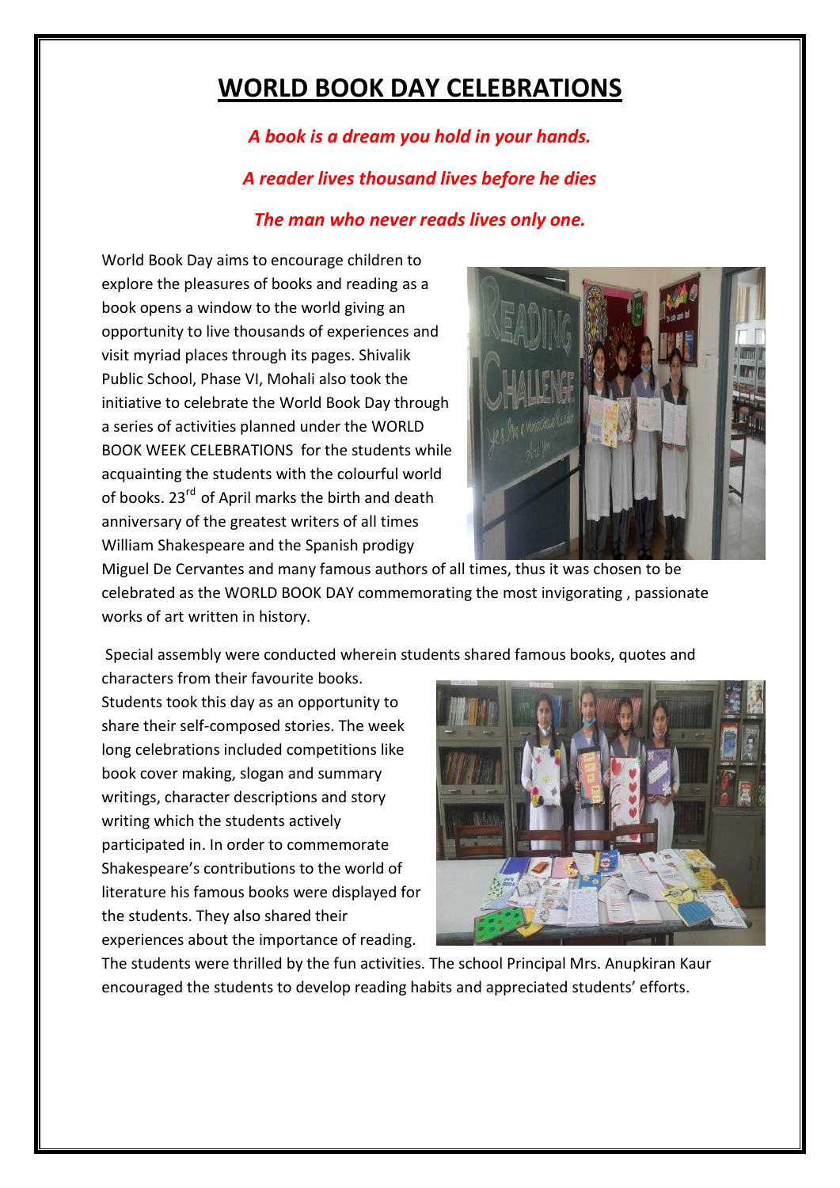# WORLD BOOK DAY CELEBRATIONS

***A book is a dream you hold in your hands.***

***A reader lives thousand lives before he dies***

***The man who never reads lives only one.***

World Book Day aims to encourage children to explore the pleasures of books and reading as a book opens a window to the world giving an opportunity to live thousands of experiences and visit myriad places through its pages. Shivalik Public School, Phase VI, Mohali also took the initiative to celebrate the World Book Day through a series of activities planned under the WORLD BOOK WEEK CELEBRATIONS for the students while acquainting the students with the colourful world of books. 23rd of April marks the birth and death anniversary of the greatest writers of all times William Shakespeare and the Spanish prodigy Miguel De Cervantes and many famous authors of all times, thus it was chosen to be celebrated as the WORLD BOOK DAY commemorating the most invigorating , passionate works of art written in history.

Special assembly were conducted wherein students shared famous books, quotes and characters from their favourite books. Students took this day as an opportunity to share their self-composed stories. The week long celebrations included competitions like book cover making, slogan and summary writings, character descriptions and story writing which the students actively participated in. In order to commemorate Shakespeare's contributions to the world of literature his famous books were displayed for the students. They also shared their experiences about the importance of reading. The students were thrilled by the fun activities. The school Principal Mrs. Anupkiran Kaur encouraged the students to develop reading habits and appreciated students' efforts.